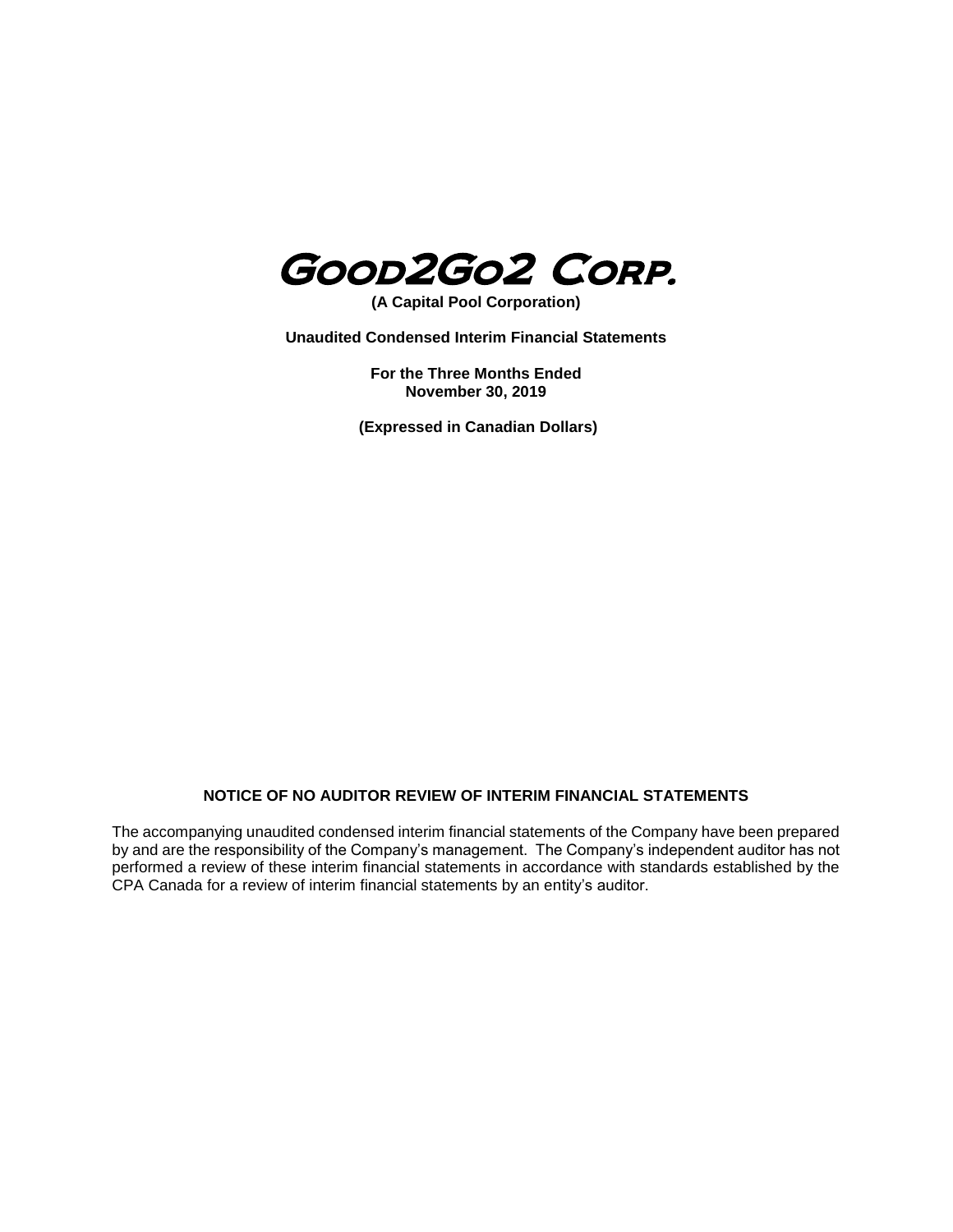# GOOD2GO2 CORP.

**(A Capital Pool Corporation)**

**Unaudited Condensed Interim Financial Statements**

**For the Three Months Ended**
**November 30, 2019**

**(Expressed in Canadian Dollars)**

## NOTICE OF NO AUDITOR REVIEW OF INTERIM FINANCIAL STATEMENTS

The accompanying unaudited condensed interim financial statements of the Company have been prepared by and are the responsibility of the Company's management. The Company's independent auditor has not performed a review of these interim financial statements in accordance with standards established by the CPA Canada for a review of interim financial statements by an entity's auditor.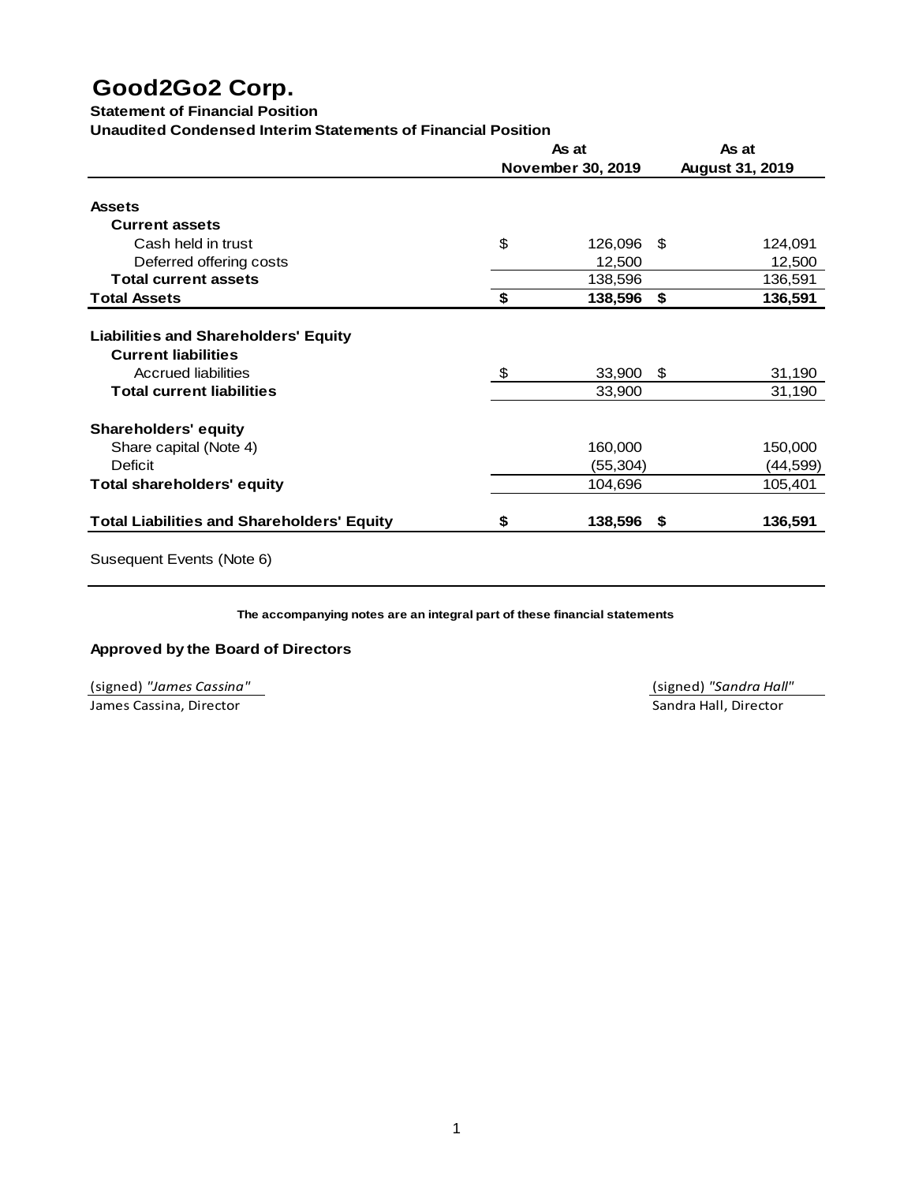# Good2Go2 Corp.

**Statement of Financial Position**

**Unaudited Condensed Interim Statements of Financial Position**

| | As at November 30, 2019 | As at August 31, 2019 |
|---|---|---|
| **Assets** | | |
| **Current assets** | | |
| Cash held in trust | $ 126,096 | $ 124,091 |
| Deferred offering costs | 12,500 | 12,500 |
| **Total current assets** | 138,596 | 136,591 |
| **Total Assets** | **$ 138,596** | **$ 136,591** |
| | | |
| **Liabilities and Shareholders' Equity** | | |
| **Current liabilities** | | |
| Accrued liabilities | $ 33,900 | $ 31,190 |
| **Total current liabilities** | 33,900 | 31,190 |
| | | |
| **Shareholders' equity** | | |
| Share capital (Note 4) | 160,000 | 150,000 |
| Deficit | (55,304) | (44,599) |
| **Total shareholders' equity** | 104,696 | 105,401 |
| | | |
| **Total Liabilities and Shareholders' Equity** | **$ 138,596** | **$ 136,591** |

Susequent Events (Note 6)

**The accompanying notes are an integral part of these financial statements**

**Approved by the Board of Directors**

(signed) *"James Cassina"*
James Cassina, Director

(signed) *"Sandra Hall"*
Sandra Hall, Director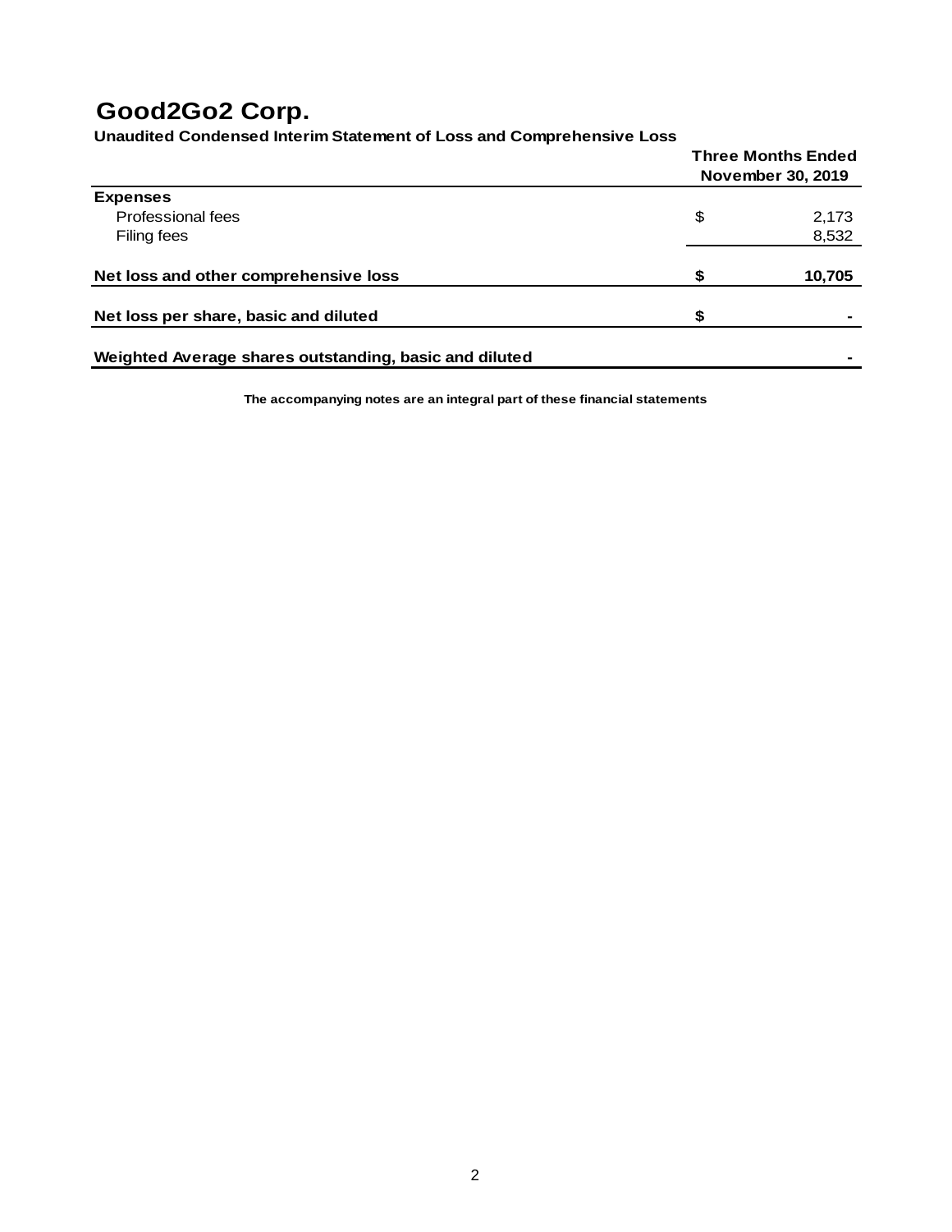# Good2Go2 Corp.

**Unaudited Condensed Interim Statement of Loss and Comprehensive Loss**

| | | Three Months Ended November 30, 2019 |
|---|---|---|
| **Expenses** | | |
| Professional fees | $ | 2,173 |
| Filing fees | | 8,532 |
| **Net loss and other comprehensive loss** | **$** | **10,705** |
| **Net loss per share, basic and diluted** | **$** | **-** |
| **Weighted Average shares outstanding, basic and diluted** | | **-** |

**The accompanying notes are an integral part of these financial statements**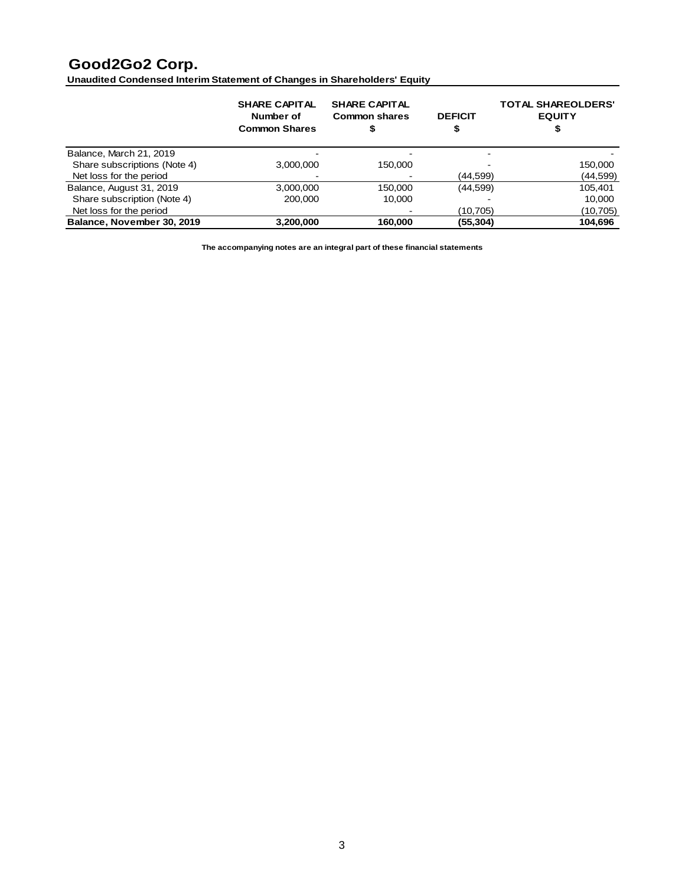# Good2Go2 Corp.

**Unaudited Condensed Interim Statement of Changes in Shareholders' Equity**

| | SHARE CAPITAL Number of Common Shares | SHARE CAPITAL Common shares $ | DEFICIT $ | TOTAL SHAREOLDERS' EQUITY $ |
|---|---|---|---|---|
| Balance, March 21, 2019 | - | - | - | - |
| Share subscriptions (Note 4) | 3,000,000 | 150,000 | - | 150,000 |
| Net loss for the period | - | - | (44,599) | (44,599) |
| Balance, August 31, 2019 | 3,000,000 | 150,000 | (44,599) | 105,401 |
| Share subscription (Note 4) | 200,000 | 10,000 | - | 10,000 |
| Net loss for the period | | - | (10,705) | (10,705) |
| **Balance, November 30, 2019** | **3,200,000** | **160,000** | **(55,304)** | **104,696** |

**The accompanying notes are an integral part of these financial statements**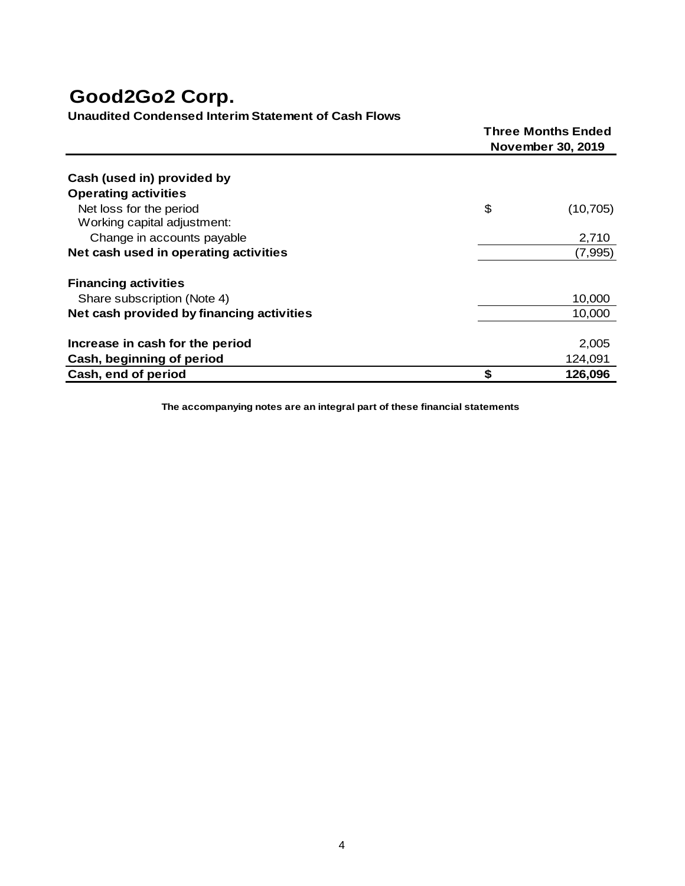# Good2Go2 Corp.

**Unaudited Condensed Interim Statement of Cash Flows**

| | | Three Months Ended November 30, 2019 |
|---|---|---|
| **Cash (used in) provided by** | | |
| **Operating activities** | | |
| Net loss for the period | $ | (10,705) |
| Working capital adjustment: | | |
| Change in accounts payable | | 2,710 |
| **Net cash used in operating activities** | | (7,995) |
| | | |
| **Financing activities** | | |
| Share subscription (Note 4) | | 10,000 |
| **Net cash provided by financing activities** | | 10,000 |
| | | |
| **Increase in cash for the period** | | 2,005 |
| **Cash, beginning of period** | | 124,091 |
| **Cash, end of period** | **$** | **126,096** |

**The accompanying notes are an integral part of these financial statements**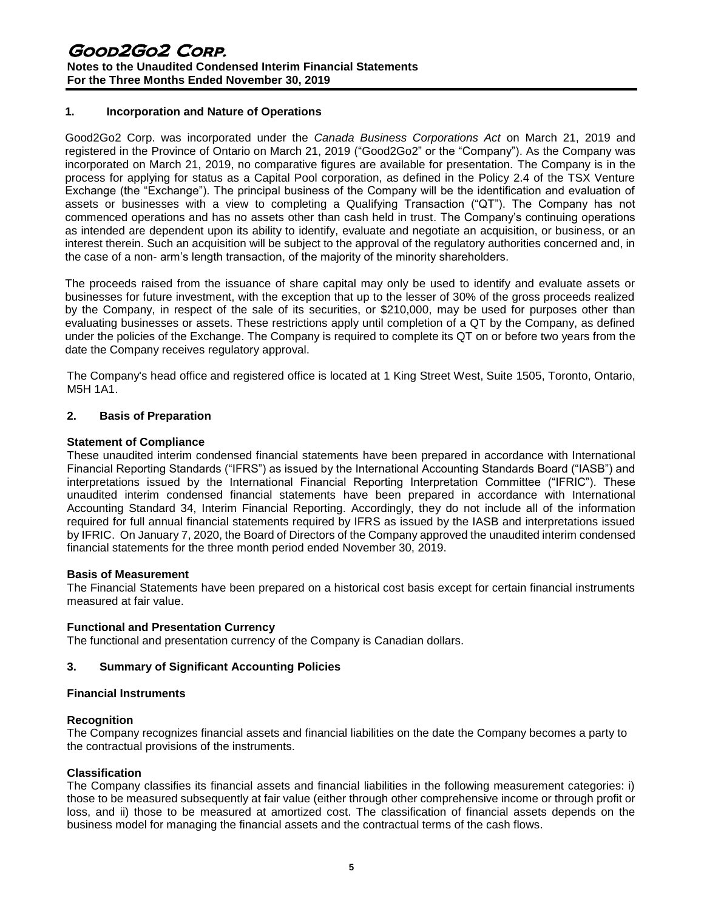## 1. Incorporation and Nature of Operations

Good2Go2 Corp. was incorporated under the *Canada Business Corporations Act* on March 21, 2019 and registered in the Province of Ontario on March 21, 2019 ("Good2Go2" or the "Company"). As the Company was incorporated on March 21, 2019, no comparative figures are available for presentation. The Company is in the process for applying for status as a Capital Pool corporation, as defined in the Policy 2.4 of the TSX Venture Exchange (the "Exchange"). The principal business of the Company will be the identification and evaluation of assets or businesses with a view to completing a Qualifying Transaction ("QT"). The Company has not commenced operations and has no assets other than cash held in trust. The Company's continuing operations as intended are dependent upon its ability to identify, evaluate and negotiate an acquisition, or business, or an interest therein. Such an acquisition will be subject to the approval of the regulatory authorities concerned and, in the case of a non- arm's length transaction, of the majority of the minority shareholders.

The proceeds raised from the issuance of share capital may only be used to identify and evaluate assets or businesses for future investment, with the exception that up to the lesser of 30% of the gross proceeds realized by the Company, in respect of the sale of its securities, or $210,000, may be used for purposes other than evaluating businesses or assets. These restrictions apply until completion of a QT by the Company, as defined under the policies of the Exchange. The Company is required to complete its QT on or before two years from the date the Company receives regulatory approval.

The Company's head office and registered office is located at 1 King Street West, Suite 1505, Toronto, Ontario, M5H 1A1.

## 2. Basis of Preparation

### Statement of Compliance

These unaudited interim condensed financial statements have been prepared in accordance with International Financial Reporting Standards ("IFRS") as issued by the International Accounting Standards Board ("IASB") and interpretations issued by the International Financial Reporting Interpretation Committee ("IFRIC"). These unaudited interim condensed financial statements have been prepared in accordance with International Accounting Standard 34, Interim Financial Reporting. Accordingly, they do not include all of the information required for full annual financial statements required by IFRS as issued by the IASB and interpretations issued by IFRIC. On January 7, 2020, the Board of Directors of the Company approved the unaudited interim condensed financial statements for the three month period ended November 30, 2019.

### Basis of Measurement

The Financial Statements have been prepared on a historical cost basis except for certain financial instruments measured at fair value.

### Functional and Presentation Currency

The functional and presentation currency of the Company is Canadian dollars.

## 3. Summary of Significant Accounting Policies

### Financial Instruments

### Recognition

The Company recognizes financial assets and financial liabilities on the date the Company becomes a party to the contractual provisions of the instruments.

### Classification

The Company classifies its financial assets and financial liabilities in the following measurement categories: i) those to be measured subsequently at fair value (either through other comprehensive income or through profit or loss, and ii) those to be measured at amortized cost. The classification of financial assets depends on the business model for managing the financial assets and the contractual terms of the cash flows.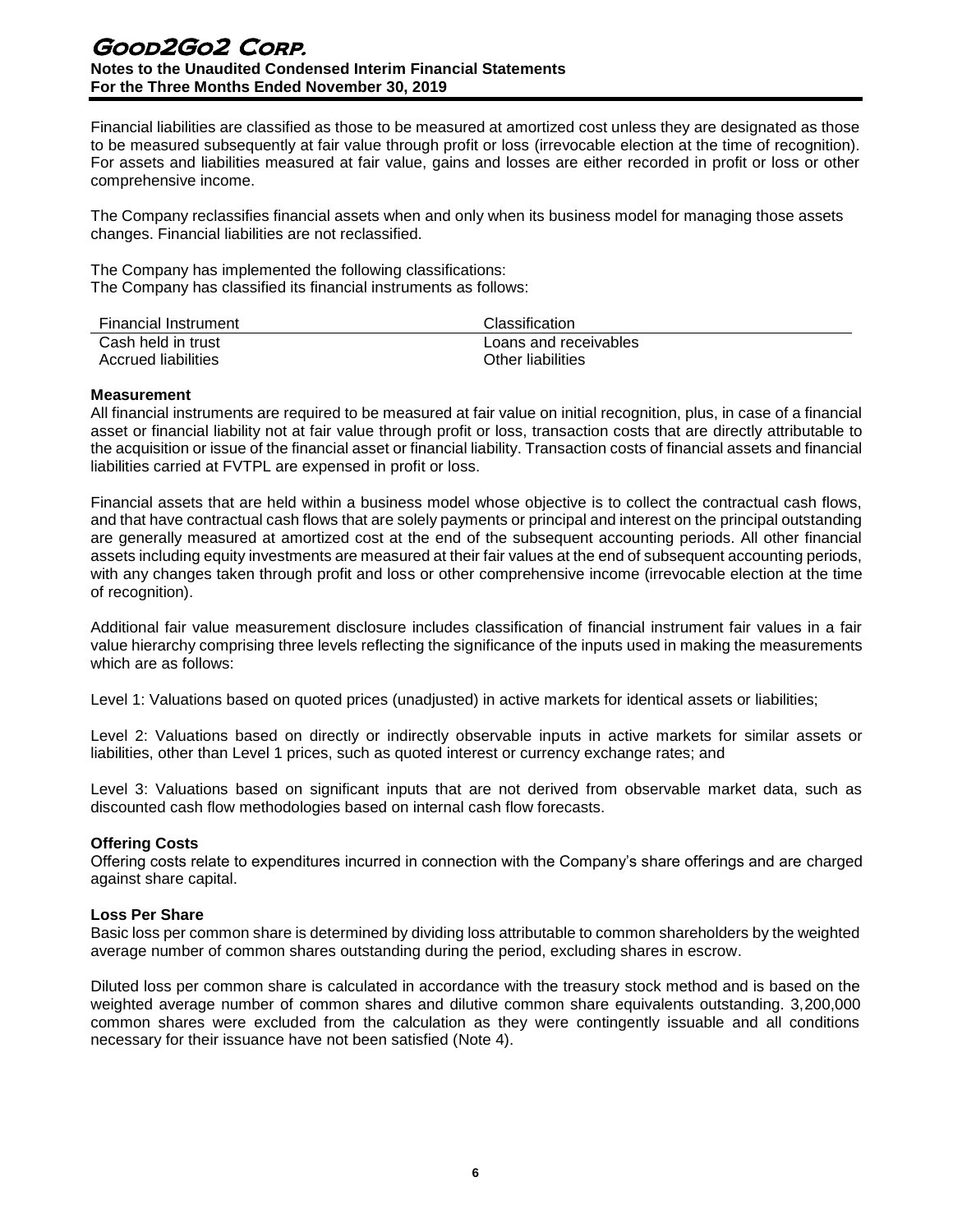Financial liabilities are classified as those to be measured at amortized cost unless they are designated as those to be measured subsequently at fair value through profit or loss (irrevocable election at the time of recognition). For assets and liabilities measured at fair value, gains and losses are either recorded in profit or loss or other comprehensive income.

The Company reclassifies financial assets when and only when its business model for managing those assets changes. Financial liabilities are not reclassified.

The Company has implemented the following classifications:
The Company has classified its financial instruments as follows:

| Financial Instrument | Classification |
|---|---|
| Cash held in trust | Loans and receivables |
| Accrued liabilities | Other liabilities |

**Measurement**

All financial instruments are required to be measured at fair value on initial recognition, plus, in case of a financial asset or financial liability not at fair value through profit or loss, transaction costs that are directly attributable to the acquisition or issue of the financial asset or financial liability. Transaction costs of financial assets and financial liabilities carried at FVTPL are expensed in profit or loss.

Financial assets that are held within a business model whose objective is to collect the contractual cash flows, and that have contractual cash flows that are solely payments or principal and interest on the principal outstanding are generally measured at amortized cost at the end of the subsequent accounting periods. All other financial assets including equity investments are measured at their fair values at the end of subsequent accounting periods, with any changes taken through profit and loss or other comprehensive income (irrevocable election at the time of recognition).

Additional fair value measurement disclosure includes classification of financial instrument fair values in a fair value hierarchy comprising three levels reflecting the significance of the inputs used in making the measurements which are as follows:

Level 1: Valuations based on quoted prices (unadjusted) in active markets for identical assets or liabilities;

Level 2: Valuations based on directly or indirectly observable inputs in active markets for similar assets or liabilities, other than Level 1 prices, such as quoted interest or currency exchange rates; and

Level 3: Valuations based on significant inputs that are not derived from observable market data, such as discounted cash flow methodologies based on internal cash flow forecasts.

**Offering Costs**

Offering costs relate to expenditures incurred in connection with the Company's share offerings and are charged against share capital.

**Loss Per Share**

Basic loss per common share is determined by dividing loss attributable to common shareholders by the weighted average number of common shares outstanding during the period, excluding shares in escrow.

Diluted loss per common share is calculated in accordance with the treasury stock method and is based on the weighted average number of common shares and dilutive common share equivalents outstanding. 3,200,000 common shares were excluded from the calculation as they were contingently issuable and all conditions necessary for their issuance have not been satisfied (Note 4).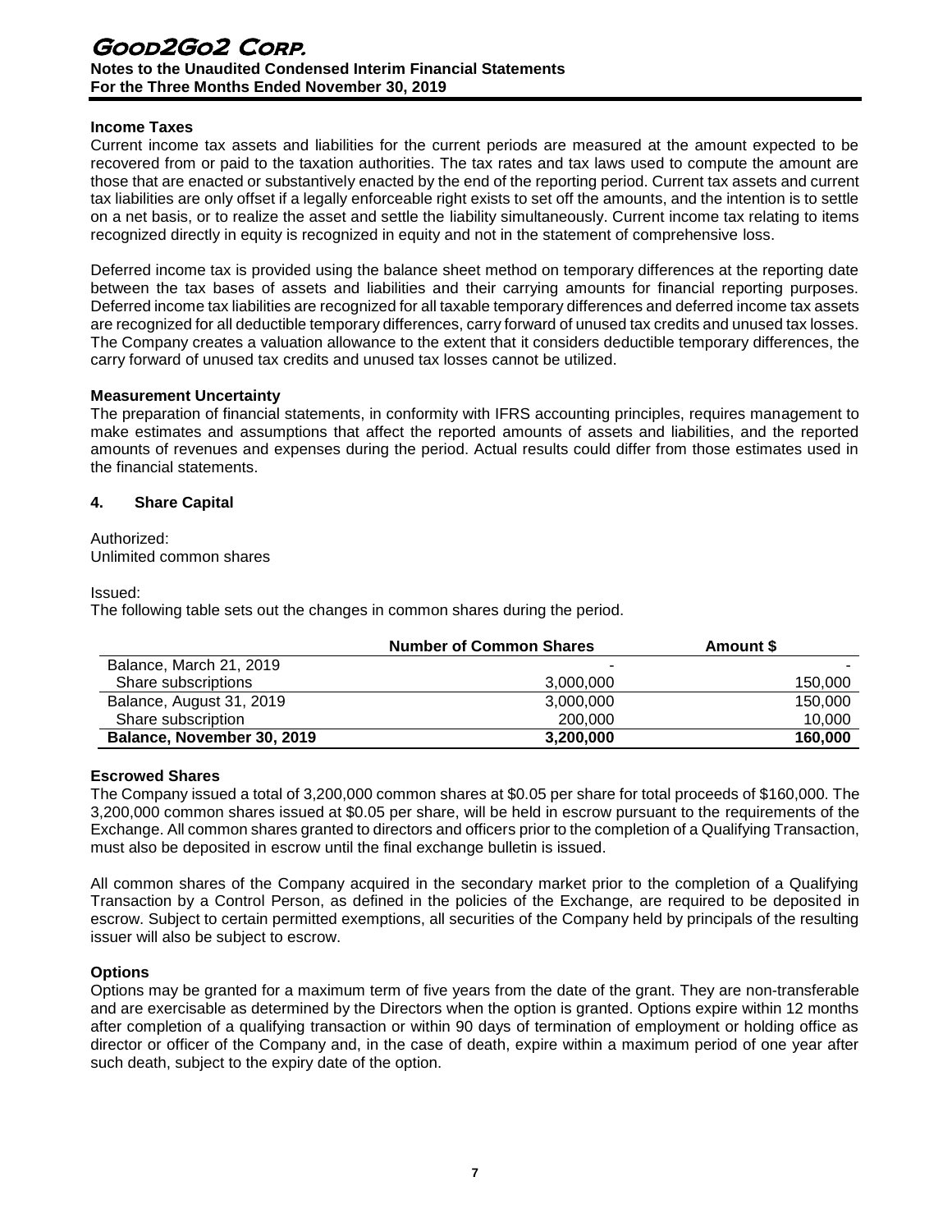### Income Taxes

Current income tax assets and liabilities for the current periods are measured at the amount expected to be recovered from or paid to the taxation authorities. The tax rates and tax laws used to compute the amount are those that are enacted or substantively enacted by the end of the reporting period. Current tax assets and current tax liabilities are only offset if a legally enforceable right exists to set off the amounts, and the intention is to settle on a net basis, or to realize the asset and settle the liability simultaneously. Current income tax relating to items recognized directly in equity is recognized in equity and not in the statement of comprehensive loss.

Deferred income tax is provided using the balance sheet method on temporary differences at the reporting date between the tax bases of assets and liabilities and their carrying amounts for financial reporting purposes. Deferred income tax liabilities are recognized for all taxable temporary differences and deferred income tax assets are recognized for all deductible temporary differences, carry forward of unused tax credits and unused tax losses. The Company creates a valuation allowance to the extent that it considers deductible temporary differences, the carry forward of unused tax credits and unused tax losses cannot be utilized.

### Measurement Uncertainty

The preparation of financial statements, in conformity with IFRS accounting principles, requires management to make estimates and assumptions that affect the reported amounts of assets and liabilities, and the reported amounts of revenues and expenses during the period. Actual results could differ from those estimates used in the financial statements.

## 4. Share Capital

Authorized:
Unlimited common shares

Issued:
The following table sets out the changes in common shares during the period.

| | Number of Common Shares | Amount $ |
|---|---|---|
| Balance, March 21, 2019 | - | - |
| Share subscriptions | 3,000,000 | 150,000 |
| Balance, August 31, 2019 | 3,000,000 | 150,000 |
| Share subscription | 200,000 | 10,000 |
| **Balance, November 30, 2019** | **3,200,000** | **160,000** |

### Escrowed Shares

The Company issued a total of 3,200,000 common shares at $0.05 per share for total proceeds of $160,000. The 3,200,000 common shares issued at $0.05 per share, will be held in escrow pursuant to the requirements of the Exchange. All common shares granted to directors and officers prior to the completion of a Qualifying Transaction, must also be deposited in escrow until the final exchange bulletin is issued.

All common shares of the Company acquired in the secondary market prior to the completion of a Qualifying Transaction by a Control Person, as defined in the policies of the Exchange, are required to be deposited in escrow. Subject to certain permitted exemptions, all securities of the Company held by principals of the resulting issuer will also be subject to escrow.

### Options

Options may be granted for a maximum term of five years from the date of the grant. They are non-transferable and are exercisable as determined by the Directors when the option is granted. Options expire within 12 months after completion of a qualifying transaction or within 90 days of termination of employment or holding office as director or officer of the Company and, in the case of death, expire within a maximum period of one year after such death, subject to the expiry date of the option.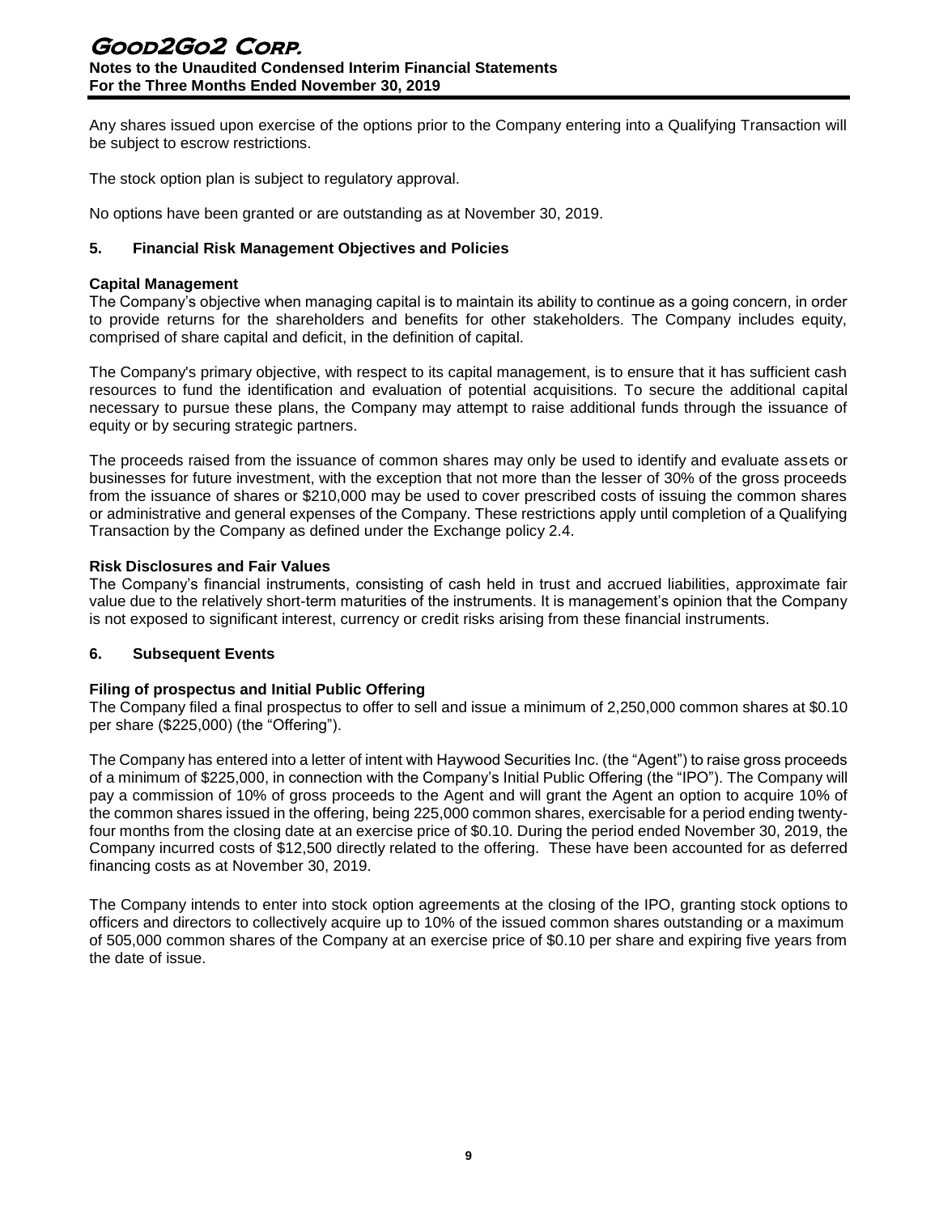Any shares issued upon exercise of the options prior to the Company entering into a Qualifying Transaction will be subject to escrow restrictions.

The stock option plan is subject to regulatory approval.

No options have been granted or are outstanding as at November 30, 2019.

## 5. Financial Risk Management Objectives and Policies

### Capital Management

The Company's objective when managing capital is to maintain its ability to continue as a going concern, in order to provide returns for the shareholders and benefits for other stakeholders. The Company includes equity, comprised of share capital and deficit, in the definition of capital.

The Company's primary objective, with respect to its capital management, is to ensure that it has sufficient cash resources to fund the identification and evaluation of potential acquisitions. To secure the additional capital necessary to pursue these plans, the Company may attempt to raise additional funds through the issuance of equity or by securing strategic partners.

The proceeds raised from the issuance of common shares may only be used to identify and evaluate assets or businesses for future investment, with the exception that not more than the lesser of 30% of the gross proceeds from the issuance of shares or $210,000 may be used to cover prescribed costs of issuing the common shares or administrative and general expenses of the Company. These restrictions apply until completion of a Qualifying Transaction by the Company as defined under the Exchange policy 2.4.

### Risk Disclosures and Fair Values

The Company's financial instruments, consisting of cash held in trust and accrued liabilities, approximate fair value due to the relatively short-term maturities of the instruments. It is management's opinion that the Company is not exposed to significant interest, currency or credit risks arising from these financial instruments.

## 6. Subsequent Events

### Filing of prospectus and Initial Public Offering

The Company filed a final prospectus to offer to sell and issue a minimum of 2,250,000 common shares at $0.10 per share ($225,000) (the "Offering").

The Company has entered into a letter of intent with Haywood Securities Inc. (the "Agent") to raise gross proceeds of a minimum of $225,000, in connection with the Company's Initial Public Offering (the "IPO"). The Company will pay a commission of 10% of gross proceeds to the Agent and will grant the Agent an option to acquire 10% of the common shares issued in the offering, being 225,000 common shares, exercisable for a period ending twenty-four months from the closing date at an exercise price of $0.10. During the period ended November 30, 2019, the Company incurred costs of $12,500 directly related to the offering. These have been accounted for as deferred financing costs as at November 30, 2019.

The Company intends to enter into stock option agreements at the closing of the IPO, granting stock options to officers and directors to collectively acquire up to 10% of the issued common shares outstanding or a maximum of 505,000 common shares of the Company at an exercise price of $0.10 per share and expiring five years from the date of issue.